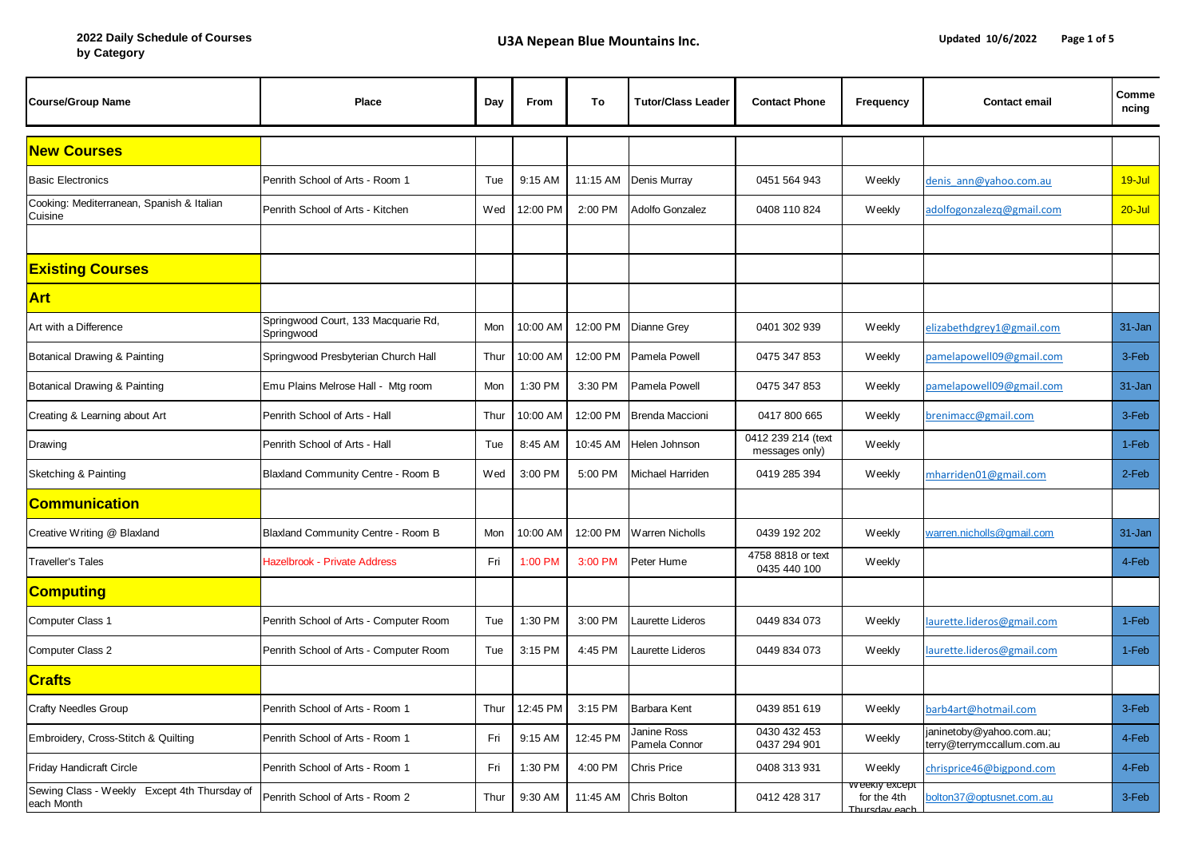**2022 Daily Schedule of Courses by Category**

**U3A Nepean Blue Mountains Inc.**

**Updated 10/6/2022**

| Course/Group Name | Place | Day | From | To | Tutor/Class Leader | Contact Phone | Frequency | Contact email | Commencing |
|---|---|---|---|---|---|---|---|---|---|
| **New Courses** | | | | | | | | | |
| Basic Electronics | Penrith School of Arts - Room 1 | Tue | 9:15 AM | 11:15 AM | Denis Murray | 0451 564 943 | Weekly | denis_ann@yahoo.com.au | 19-Jul |
| Cooking: Mediterranean, Spanish & Italian Cuisine | Penrith School of Arts - Kitchen | Wed | 12:00 PM | 2:00 PM | Adolfo Gonzalez | 0408 110 824 | Weekly | adolfogonzalezq@gmail.com | 20-Jul |
| | | | | | | | | | |
| **Existing Courses** | | | | | | | | | |
| **Art** | | | | | | | | | |
| Art with a Difference | Springwood Court, 133 Macquarie Rd, Springwood | Mon | 10:00 AM | 12:00 PM | Dianne Grey | 0401 302 939 | Weekly | elizabethdgrey1@gmail.com | 31-Jan |
| Botanical Drawing & Painting | Springwood Presbyterian Church Hall | Thur | 10:00 AM | 12:00 PM | Pamela Powell | 0475 347 853 | Weekly | pamelapowell09@gmail.com | 3-Feb |
| Botanical Drawing & Painting | Emu Plains Melrose Hall - Mtg room | Mon | 1:30 PM | 3:30 PM | Pamela Powell | 0475 347 853 | Weekly | pamelapowell09@gmail.com | 31-Jan |
| Creating & Learning about Art | Penrith School of Arts - Hall | Thur | 10:00 AM | 12:00 PM | Brenda Maccioni | 0417 800 665 | Weekly | brenimacc@gmail.com | 3-Feb |
| Drawing | Penrith School of Arts - Hall | Tue | 8:45 AM | 10:45 AM | Helen Johnson | 0412 239 214 (text messages only) | Weekly | | 1-Feb |
| Sketching & Painting | Blaxland Community Centre - Room B | Wed | 3:00 PM | 5:00 PM | Michael Harriden | 0419 285 394 | Weekly | mharriden01@gmail.com | 2-Feb |
| **Communication** | | | | | | | | | |
| Creative Writing @ Blaxland | Blaxland Community Centre - Room B | Mon | 10:00 AM | 12:00 PM | Warren Nicholls | 0439 192 202 | Weekly | warren.nicholls@gmail.com | 31-Jan |
| Traveller's Tales | Hazelbrook - Private Address | Fri | 1:00 PM | 3:00 PM | Peter Hume | 4758 8818 or text 0435 440 100 | Weekly | | 4-Feb |
| **Computing** | | | | | | | | | |
| Computer Class 1 | Penrith School of Arts - Computer Room | Tue | 1:30 PM | 3:00 PM | Laurette Lideros | 0449 834 073 | Weekly | laurette.lideros@gmail.com | 1-Feb |
| Computer Class 2 | Penrith School of Arts - Computer Room | Tue | 3:15 PM | 4:45 PM | Laurette Lideros | 0449 834 073 | Weekly | laurette.lideros@gmail.com | 1-Feb |
| **Crafts** | | | | | | | | | |
| Crafty Needles Group | Penrith School of Arts - Room 1 | Thur | 12:45 PM | 3:15 PM | Barbara Kent | 0439 851 619 | Weekly | barb4art@hotmail.com | 3-Feb |
| Embroidery, Cross-Stitch & Quilting | Penrith School of Arts - Room 1 | Fri | 9:15 AM | 12:45 PM | Janine Ross<br>Pamela Connor | 0430 432 453<br>0437 294 901 | Weekly | janinetoby@yahoo.com.au; terry@terrymccallum.com.au | 4-Feb |
| Friday Handicraft Circle | Penrith School of Arts - Room 1 | Fri | 1:30 PM | 4:00 PM | Chris Price | 0408 313 931 | Weekly | chrisprice46@bigpond.com | 4-Feb |
| Sewing Class - Weekly Except 4th Thursday of each Month | Penrith School of Arts - Room 2 | Thur | 9:30 AM | 11:45 AM | Chris Bolton | 0412 428 317 | Weekly except for the 4th Thursday each | bolton37@optusnet.com.au | 3-Feb |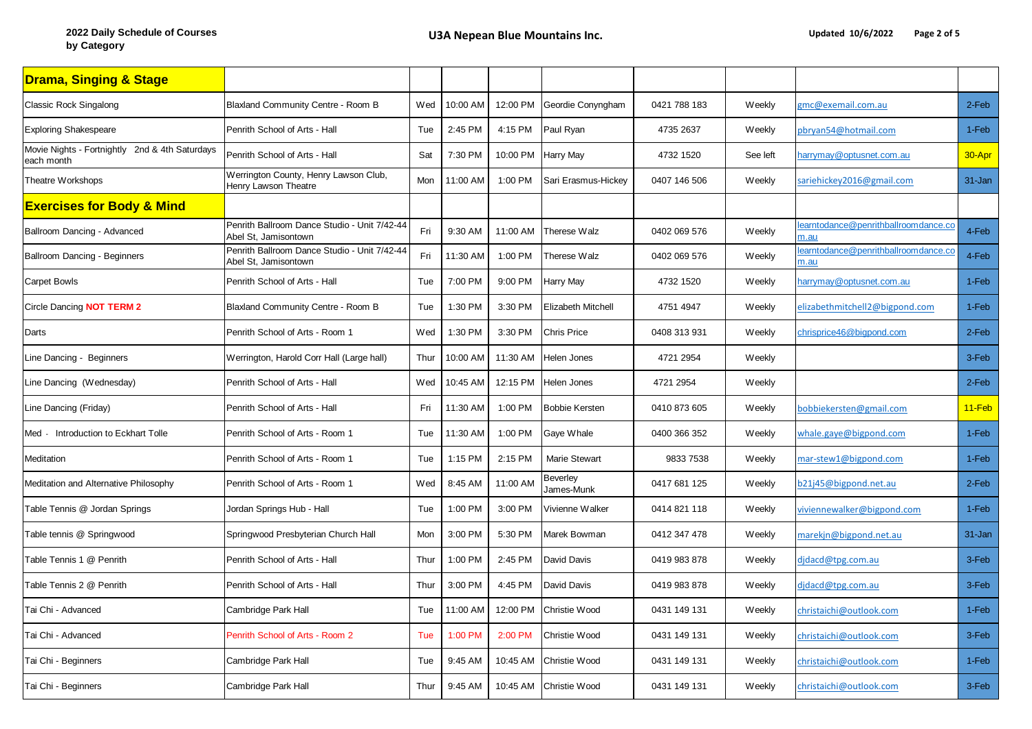2022 Daily Schedule of Courses by Category

**U3A Nepean Blue Mountains Inc.**

Updated 10/6/2022

| **Drama, Singing & Stage** | | | | | | | | | |
|---|---|---|---|---|---|---|---|---|---|
| Classic Rock Singalong | Blaxland Community Centre - Room B | Wed | 10:00 AM | 12:00 PM | Geordie Conyngham | 0421 788 183 | Weekly | gmc@exemail.com.au | 2-Feb |
| Exploring Shakespeare | Penrith School of Arts - Hall | Tue | 2:45 PM | 4:15 PM | Paul Ryan | 4735 2637 | Weekly | pbryan54@hotmail.com | 1-Feb |
| Movie Nights - Fortnightly 2nd & 4th Saturdays each month | Penrith School of Arts - Hall | Sat | 7:30 PM | 10:00 PM | Harry May | 4732 1520 | See left | harrymay@optusnet.com.au | 30-Apr |
| Theatre Workshops | Werrington County, Henry Lawson Club, Henry Lawson Theatre | Mon | 11:00 AM | 1:00 PM | Sari Erasmus-Hickey | 0407 146 506 | Weekly | sariehickey2016@gmail.com | 31-Jan |
| **Exercises for Body & Mind** | | | | | | | | | |
| Ballroom Dancing - Advanced | Penrith Ballroom Dance Studio - Unit 7/42-44 Abel St, Jamisontown | Fri | 9:30 AM | 11:00 AM | Therese Walz | 0402 069 576 | Weekly | learntodance@penrithballroomdance.com.au | 4-Feb |
| Ballroom Dancing - Beginners | Penrith Ballroom Dance Studio - Unit 7/42-44 Abel St, Jamisontown | Fri | 11:30 AM | 1:00 PM | Therese Walz | 0402 069 576 | Weekly | learntodance@penrithballroomdance.com.au | 4-Feb |
| Carpet Bowls | Penrith School of Arts - Hall | Tue | 7:00 PM | 9:00 PM | Harry May | 4732 1520 | Weekly | harrymay@optusnet.com.au | 1-Feb |
| Circle Dancing **NOT TERM 2** | Blaxland Community Centre - Room B | Tue | 1:30 PM | 3:30 PM | Elizabeth Mitchell | 4751 4947 | Weekly | elizabethmitchell2@bigpond.com | 1-Feb |
| Darts | Penrith School of Arts - Room 1 | Wed | 1:30 PM | 3:30 PM | Chris Price | 0408 313 931 | Weekly | chrisprice46@bigpond.com | 2-Feb |
| Line Dancing - Beginners | Werrington, Harold Corr Hall (Large hall) | Thur | 10:00 AM | 11:30 AM | Helen Jones | 4721 2954 | Weekly | | 3-Feb |
| Line Dancing (Wednesday) | Penrith School of Arts - Hall | Wed | 10:45 AM | 12:15 PM | Helen Jones | 4721 2954 | Weekly | | 2-Feb |
| Line Dancing (Friday) | Penrith School of Arts - Hall | Fri | 11:30 AM | 1:00 PM | Bobbie Kersten | 0410 873 605 | Weekly | bobbiekersten@gmail.com | 11-Feb |
| Med - Introduction to Eckhart Tolle | Penrith School of Arts - Room 1 | Tue | 11:30 AM | 1:00 PM | Gaye Whale | 0400 366 352 | Weekly | whale.gaye@bigpond.com | 1-Feb |
| Meditation | Penrith School of Arts - Room 1 | Tue | 1:15 PM | 2:15 PM | Marie Stewart | 9833 7538 | Weekly | mar-stew1@bigpond.com | 1-Feb |
| Meditation and Alternative Philosophy | Penrith School of Arts - Room 1 | Wed | 8:45 AM | 11:00 AM | Beverley James-Munk | 0417 681 125 | Weekly | b21j45@bigpond.net.au | 2-Feb |
| Table Tennis @ Jordan Springs | Jordan Springs Hub - Hall | Tue | 1:00 PM | 3:00 PM | Vivienne Walker | 0414 821 118 | Weekly | viviennewalker@bigpond.com | 1-Feb |
| Table tennis @ Springwood | Springwood Presbyterian Church Hall | Mon | 3:00 PM | 5:30 PM | Marek Bowman | 0412 347 478 | Weekly | marekjn@bigpond.net.au | 31-Jan |
| Table Tennis 1 @ Penrith | Penrith School of Arts - Hall | Thur | 1:00 PM | 2:45 PM | David Davis | 0419 983 878 | Weekly | djdacd@tpg.com.au | 3-Feb |
| Table Tennis 2 @ Penrith | Penrith School of Arts - Hall | Thur | 3:00 PM | 4:45 PM | David Davis | 0419 983 878 | Weekly | djdacd@tpg.com.au | 3-Feb |
| Tai Chi - Advanced | Cambridge Park Hall | Tue | 11:00 AM | 12:00 PM | Christie Wood | 0431 149 131 | Weekly | christaichi@outlook.com | 1-Feb |
| Tai Chi - Advanced | Penrith School of Arts - Room 2 | Tue | 1:00 PM | 2:00 PM | Christie Wood | 0431 149 131 | Weekly | christaichi@outlook.com | 3-Feb |
| Tai Chi - Beginners | Cambridge Park Hall | Tue | 9:45 AM | 10:45 AM | Christie Wood | 0431 149 131 | Weekly | christaichi@outlook.com | 1-Feb |
| Tai Chi - Beginners | Cambridge Park Hall | Thur | 9:45 AM | 10:45 AM | Christie Wood | 0431 149 131 | Weekly | christaichi@outlook.com | 3-Feb |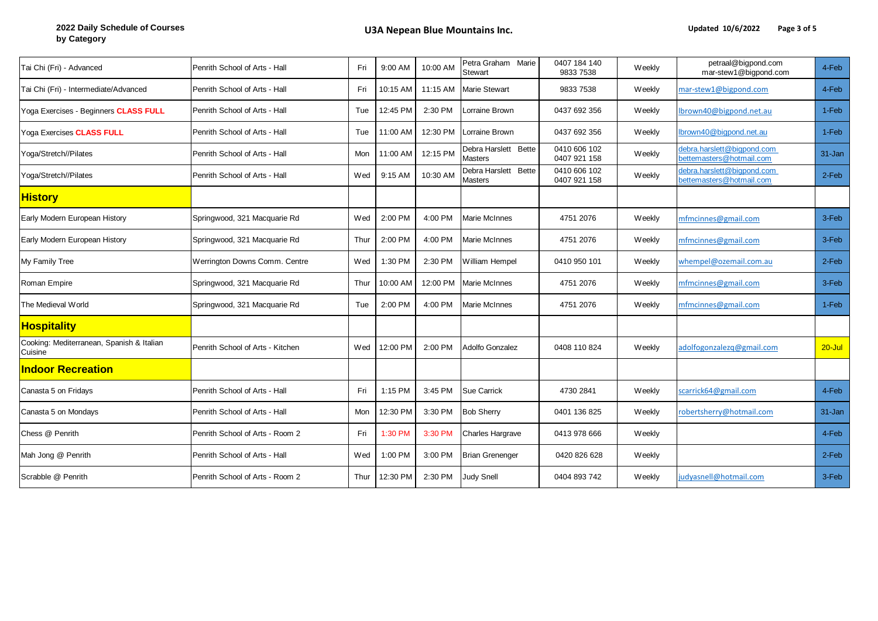| | | | | | | | | | |
|---|---|---|---|---|---|---|---|---|---|
| Tai Chi (Fri) - Advanced | Penrith School of Arts - Hall | Fri | 9:00 AM | 10:00 AM | Petra Graham Marie Stewart | 0407 184 140 9833 7538 | Weekly | petraal@bigpond.com mar-stew1@bigpond.com | 4-Feb |
| Tai Chi (Fri) - Intermediate/Advanced | Penrith School of Arts - Hall | Fri | 10:15 AM | 11:15 AM | Marie Stewart | 9833 7538 | Weekly | mar-stew1@bigpond.com | 4-Feb |
| Yoga Exercises - Beginners **CLASS FULL** | Penrith School of Arts - Hall | Tue | 12:45 PM | 2:30 PM | Lorraine Brown | 0437 692 356 | Weekly | lbrown40@bigpond.net.au | 1-Feb |
| Yoga Exercises **CLASS FULL** | Penrith School of Arts - Hall | Tue | 11:00 AM | 12:30 PM | Lorraine Brown | 0437 692 356 | Weekly | lbrown40@bigpond.net.au | 1-Feb |
| Yoga/Stretch//Pilates | Penrith School of Arts - Hall | Mon | 11:00 AM | 12:15 PM | Debra Harslett Bette Masters | 0410 606 102 0407 921 158 | Weekly | debra.harslett@bigpond.com bettemasters@hotmail.com | 31-Jan |
| Yoga/Stretch//Pilates | Penrith School of Arts - Hall | Wed | 9:15 AM | 10:30 AM | Debra Harslett Bette Masters | 0410 606 102 0407 921 158 | Weekly | debra.harslett@bigpond.com bettemasters@hotmail.com | 2-Feb |
| **History** | | | | | | | | | |
| Early Modern European History | Springwood, 321 Macquarie Rd | Wed | 2:00 PM | 4:00 PM | Marie McInnes | 4751 2076 | Weekly | mfmcinnes@gmail.com | 3-Feb |
| Early Modern European History | Springwood, 321 Macquarie Rd | Thur | 2:00 PM | 4:00 PM | Marie McInnes | 4751 2076 | Weekly | mfmcinnes@gmail.com | 3-Feb |
| My Family Tree | Werrington Downs Comm. Centre | Wed | 1:30 PM | 2:30 PM | William Hempel | 0410 950 101 | Weekly | whempel@ozemail.com.au | 2-Feb |
| Roman Empire | Springwood, 321 Macquarie Rd | Thur | 10:00 AM | 12:00 PM | Marie McInnes | 4751 2076 | Weekly | mfmcinnes@gmail.com | 3-Feb |
| The Medieval World | Springwood, 321 Macquarie Rd | Tue | 2:00 PM | 4:00 PM | Marie McInnes | 4751 2076 | Weekly | mfmcinnes@gmail.com | 1-Feb |
| **Hospitality** | | | | | | | | | |
| Cooking: Mediterranean, Spanish & Italian Cuisine | Penrith School of Arts - Kitchen | Wed | 12:00 PM | 2:00 PM | Adolfo Gonzalez | 0408 110 824 | Weekly | adolfogonzalezq@gmail.com | 20-Jul |
| **Indoor Recreation** | | | | | | | | | |
| Canasta 5 on Fridays | Penrith School of Arts - Hall | Fri | 1:15 PM | 3:45 PM | Sue Carrick | 4730 2841 | Weekly | scarrick64@gmail.com | 4-Feb |
| Canasta 5 on Mondays | Penrith School of Arts - Hall | Mon | 12:30 PM | 3:30 PM | Bob Sherry | 0401 136 825 | Weekly | robertsherry@hotmail.com | 31-Jan |
| Chess @ Penrith | Penrith School of Arts - Room 2 | Fri | 1:30 PM | 3:30 PM | Charles Hargrave | 0413 978 666 | Weekly | | 4-Feb |
| Mah Jong @ Penrith | Penrith School of Arts - Hall | Wed | 1:00 PM | 3:00 PM | Brian Grenenger | 0420 826 628 | Weekly | | 2-Feb |
| Scrabble @ Penrith | Penrith School of Arts - Room 2 | Thur | 12:30 PM | 2:30 PM | Judy Snell | 0404 893 742 | Weekly | judyasnell@hotmail.com | 3-Feb |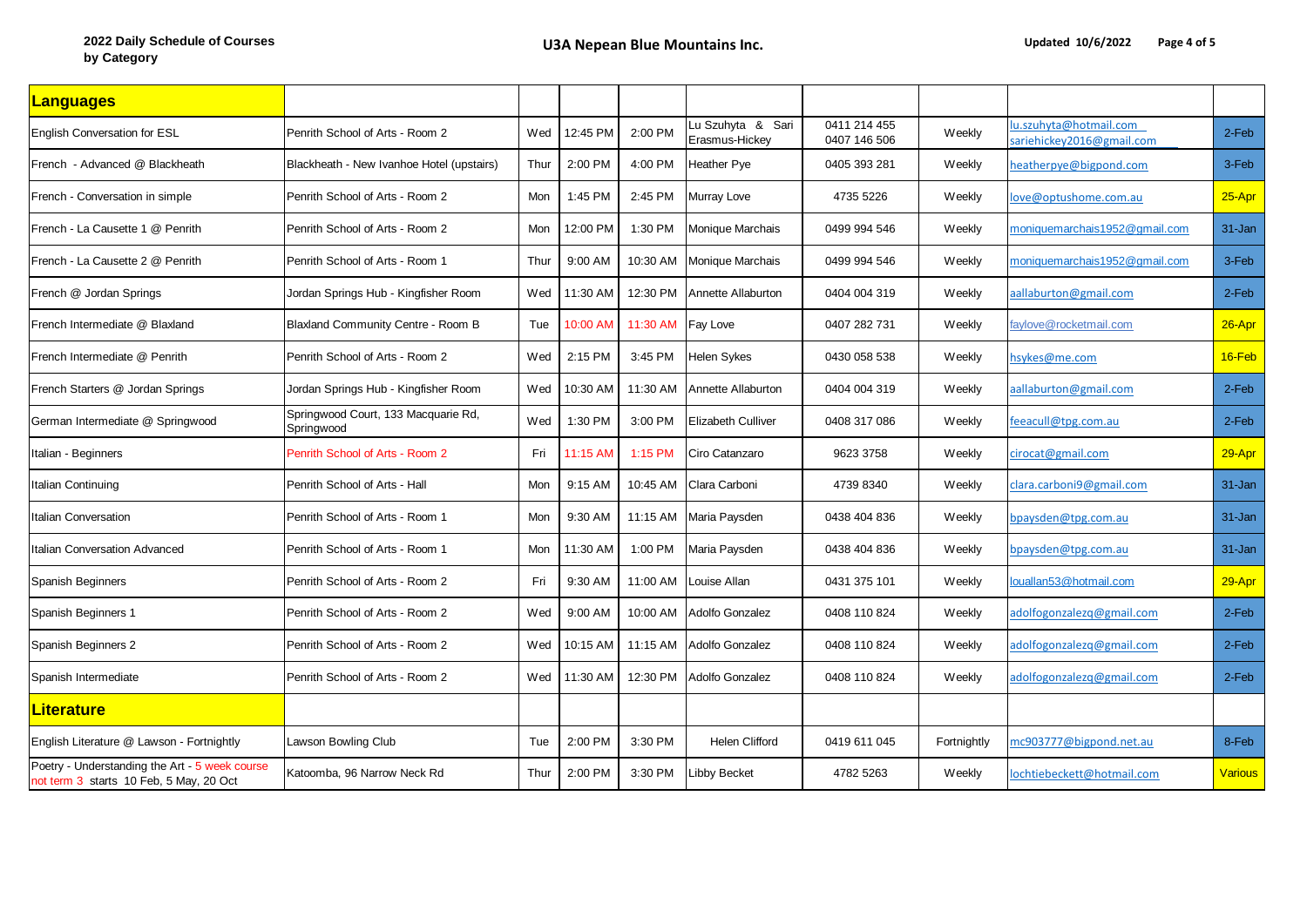**2022 Daily Schedule of Courses by Category**

**U3A Nepean Blue Mountains Inc.**

**Updated 10/6/2022**

| **Languages** | | | | | | | | | |
|---|---|---|---|---|---|---|---|---|---|
| English Conversation for ESL | Penrith School of Arts - Room 2 | Wed | 12:45 PM | 2:00 PM | Lu Szuhyta & Sari Erasmus-Hickey | 0411 214 455 0407 146 506 | Weekly | lu.szuhyta@hotmail.com sariehickey2016@gmail.com | 2-Feb |
| French - Advanced @ Blackheath | Blackheath - New Ivanhoe Hotel (upstairs) | Thur | 2:00 PM | 4:00 PM | Heather Pye | 0405 393 281 | Weekly | heatherpye@bigpond.com | 3-Feb |
| French - Conversation in simple | Penrith School of Arts - Room 2 | Mon | 1:45 PM | 2:45 PM | Murray Love | 4735 5226 | Weekly | love@optushome.com.au | 25-Apr |
| French - La Causette 1 @ Penrith | Penrith School of Arts - Room 2 | Mon | 12:00 PM | 1:30 PM | Monique Marchais | 0499 994 546 | Weekly | moniquemarchais1952@gmail.com | 31-Jan |
| French - La Causette 2 @ Penrith | Penrith School of Arts - Room 1 | Thur | 9:00 AM | 10:30 AM | Monique Marchais | 0499 994 546 | Weekly | moniquemarchais1952@gmail.com | 3-Feb |
| French @ Jordan Springs | Jordan Springs Hub - Kingfisher Room | Wed | 11:30 AM | 12:30 PM | Annette Allaburton | 0404 004 319 | Weekly | aallaburton@gmail.com | 2-Feb |
| French Intermediate @ Blaxland | Blaxland Community Centre - Room B | Tue | 10:00 AM | 11:30 AM | Fay Love | 0407 282 731 | Weekly | faylove@rocketmail.com | 26-Apr |
| French Intermediate @ Penrith | Penrith School of Arts - Room 2 | Wed | 2:15 PM | 3:45 PM | Helen Sykes | 0430 058 538 | Weekly | hsykes@me.com | 16-Feb |
| French Starters @ Jordan Springs | Jordan Springs Hub - Kingfisher Room | Wed | 10:30 AM | 11:30 AM | Annette Allaburton | 0404 004 319 | Weekly | aallaburton@gmail.com | 2-Feb |
| German Intermediate @ Springwood | Springwood Court, 133 Macquarie Rd, Springwood | Wed | 1:30 PM | 3:00 PM | Elizabeth Culliver | 0408 317 086 | Weekly | feeacull@tpg.com.au | 2-Feb |
| Italian - Beginners | Penrith School of Arts - Room 2 | Fri | 11:15 AM | 1:15 PM | Ciro Catanzaro | 9623 3758 | Weekly | cirocat@gmail.com | 29-Apr |
| Italian Continuing | Penrith School of Arts - Hall | Mon | 9:15 AM | 10:45 AM | Clara Carboni | 4739 8340 | Weekly | clara.carboni9@gmail.com | 31-Jan |
| Italian Conversation | Penrith School of Arts - Room 1 | Mon | 9:30 AM | 11:15 AM | Maria Paysden | 0438 404 836 | Weekly | bpaysden@tpg.com.au | 31-Jan |
| Italian Conversation Advanced | Penrith School of Arts - Room 1 | Mon | 11:30 AM | 1:00 PM | Maria Paysden | 0438 404 836 | Weekly | bpaysden@tpg.com.au | 31-Jan |
| Spanish Beginners | Penrith School of Arts - Room 2 | Fri | 9:30 AM | 11:00 AM | Louise Allan | 0431 375 101 | Weekly | louallan53@hotmail.com | 29-Apr |
| Spanish Beginners 1 | Penrith School of Arts - Room 2 | Wed | 9:00 AM | 10:00 AM | Adolfo Gonzalez | 0408 110 824 | Weekly | adolfogonzalezq@gmail.com | 2-Feb |
| Spanish Beginners 2 | Penrith School of Arts - Room 2 | Wed | 10:15 AM | 11:15 AM | Adolfo Gonzalez | 0408 110 824 | Weekly | adolfogonzalezq@gmail.com | 2-Feb |
| Spanish Intermediate | Penrith School of Arts - Room 2 | Wed | 11:30 AM | 12:30 PM | Adolfo Gonzalez | 0408 110 824 | Weekly | adolfogonzalezq@gmail.com | 2-Feb |
| **Literature** | | | | | | | | | |
| English Literature @ Lawson - Fortnightly | Lawson Bowling Club | Tue | 2:00 PM | 3:30 PM | Helen Clifford | 0419 611 045 | Fortnightly | mc903777@bigpond.net.au | 8-Feb |
| Poetry - Understanding the Art - 5 week course not term 3 starts 10 Feb, 5 May, 20 Oct | Katoomba, 96 Narrow Neck Rd | Thur | 2:00 PM | 3:30 PM | Libby Becket | 4782 5263 | Weekly | lochtiebeckett@hotmail.com | Various |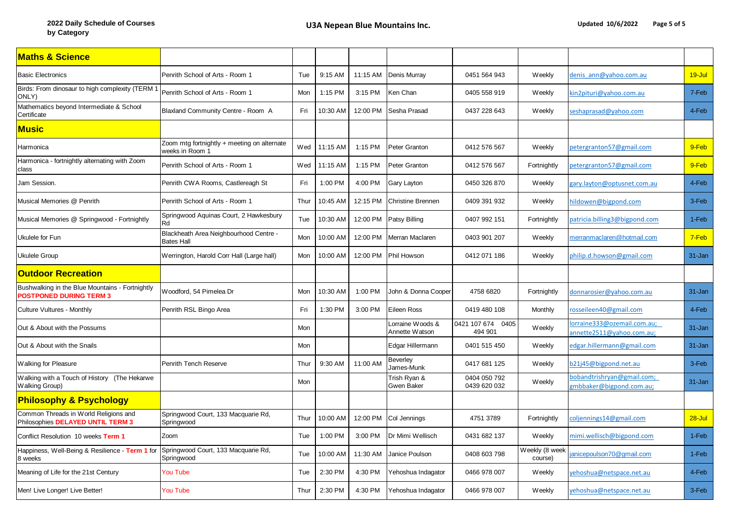2022 Daily Schedule of Courses by Category

U3A Nepean Blue Mountains Inc.

Updated 10/6/2022

| | | | | | | | | | |
|---|---|---|---|---|---|---|---|---|---|
| **Maths & Science** | | | | | | | | | |
| Basic Electronics | Penrith School of Arts - Room 1 | Tue | 9:15 AM | 11:15 AM | Denis Murray | 0451 564 943 | Weekly | denis_ann@yahoo.com.au | 19-Jul |
| Birds: From dinosaur to high complexity (TERM 1 ONLY) | Penrith School of Arts - Room 1 | Mon | 1:15 PM | 3:15 PM | Ken Chan | 0405 558 919 | Weekly | kin2pituri@yahoo.com.au | 7-Feb |
| Mathematics beyond Intermediate & School Certificate | Blaxland Community Centre - Room A | Fri | 10:30 AM | 12:00 PM | Sesha Prasad | 0437 228 643 | Weekly | seshaprasad@yahoo.com | 4-Feb |
| **Music** | | | | | | | | | |
| Harmonica | Zoom mtg fortnightly + meeting on alternate weeks in Room 1 | Wed | 11:15 AM | 1:15 PM | Peter Granton | 0412 576 567 | Weekly | petergranton57@gmail.com | 9-Feb |
| Harmonica - fortnightly alternating with Zoom class | Penrith School of Arts - Room 1 | Wed | 11:15 AM | 1:15 PM | Peter Granton | 0412 576 567 | Fortnightly | petergranton57@gmail.com | 9-Feb |
| Jam Session. | Penrith CWA Rooms, Castlereagh St | Fri | 1:00 PM | 4:00 PM | Gary Layton | 0450 326 870 | Weekly | gary.layton@optusnet.com.au | 4-Feb |
| Musical Memories @ Penrith | Penrith School of Arts - Room 1 | Thur | 10:45 AM | 12:15 PM | Christine Brennen | 0409 391 932 | Weekly | hildowen@bigpond.com | 3-Feb |
| Musical Memories @ Springwood - Fortnightly | Springwood Aquinas Court, 2 Hawkesbury Rd | Tue | 10:30 AM | 12:00 PM | Patsy Billing | 0407 992 151 | Fortnightly | patricia.billing3@bigpond.com | 1-Feb |
| Ukulele for Fun | Blackheath Area Neighbourhood Centre - Bates Hall | Mon | 10:00 AM | 12:00 PM | Merran Maclaren | 0403 901 207 | Weekly | merranmaclaren@hotmail.com | 7-Feb |
| Ukulele Group | Werrington, Harold Corr Hall (Large hall) | Mon | 10:00 AM | 12:00 PM | Phil Howson | 0412 071 186 | Weekly | philip.d.howson@gmail.com | 31-Jan |
| **Outdoor Recreation** | | | | | | | | | |
| Bushwalking in the Blue Mountains - Fortnightly **POSTPONED DURING TERM 3** | Woodford, 54 Pimelea Dr | Mon | 10:30 AM | 1:00 PM | John & Donna Cooper | 4758 6820 | Fortnightly | donnarosier@yahoo.com.au | 31-Jan |
| Culture Vultures - Monthly | Penrith RSL Bingo Area | Fri | 1:30 PM | 3:00 PM | Eileen Ross | 0419 480 108 | Monthly | rosseileen40@gmail.com | 4-Feb |
| Out & About with the Possums | | Mon | | | Lorraine Woods & Annette Watson | 0421 107 674 0405 494 901 | Weekly | lorraine333@ozemail.com.au; annette2511@yahoo.com.au; | 31-Jan |
| Out & About with the Snails | | Mon | | | Edgar Hillermann | 0401 515 450 | Weekly | edgar.hillermann@gmail.com | 31-Jan |
| Walking for Pleasure | Penrith Tench Reserve | Thur | 9:30 AM | 11:00 AM | Beverley James-Munk | 0417 681 125 | Weekly | b21j45@bigpond.net.au | 3-Feb |
| Walking with a Touch of History (The Hekarwe Walking Group) | | Mon | | | Trish Ryan & Gwen Baker | 0404 050 792 0439 620 032 | Weekly | bobandtrishryan@gmail.com; gmbbaker@bigpond.com.au; | 31-Jan |
| **Philosophy & Psychology** | | | | | | | | | |
| Common Threads in World Religions and Philosophies **DELAYED UNTIL TERM 3** | Springwood Court, 133 Macquarie Rd, Springwood | Thur | 10:00 AM | 12:00 PM | Col Jennings | 4751 3789 | Fortnightly | coljennings14@gmail.com | 28-Jul |
| Conflict Resolution 10 weeks **Term 1** | Zoom | Tue | 1:00 PM | 3:00 PM | Dr Mimi Wellisch | 0431 682 137 | Weekly | mimi.wellisch@bigpond.com | 1-Feb |
| Happiness, Well-Being & Resilience - **Term 1** for 8 weeks | Springwood Court, 133 Macquarie Rd, Springwood | Tue | 10:00 AM | 11:30 AM | Janice Poulson | 0408 603 798 | Weekly (8 week course) | janicepoulson70@gmail.com | 1-Feb |
| Meaning of Life for the 21st Century | You Tube | Tue | 2:30 PM | 4:30 PM | Yehoshua Indagator | 0466 978 007 | Weekly | yehoshua@netspace.net.au | 4-Feb |
| Men! Live Longer! Live Better! | You Tube | Thur | 2:30 PM | 4:30 PM | Yehoshua Indagator | 0466 978 007 | Weekly | yehoshua@netspace.net.au | 3-Feb |